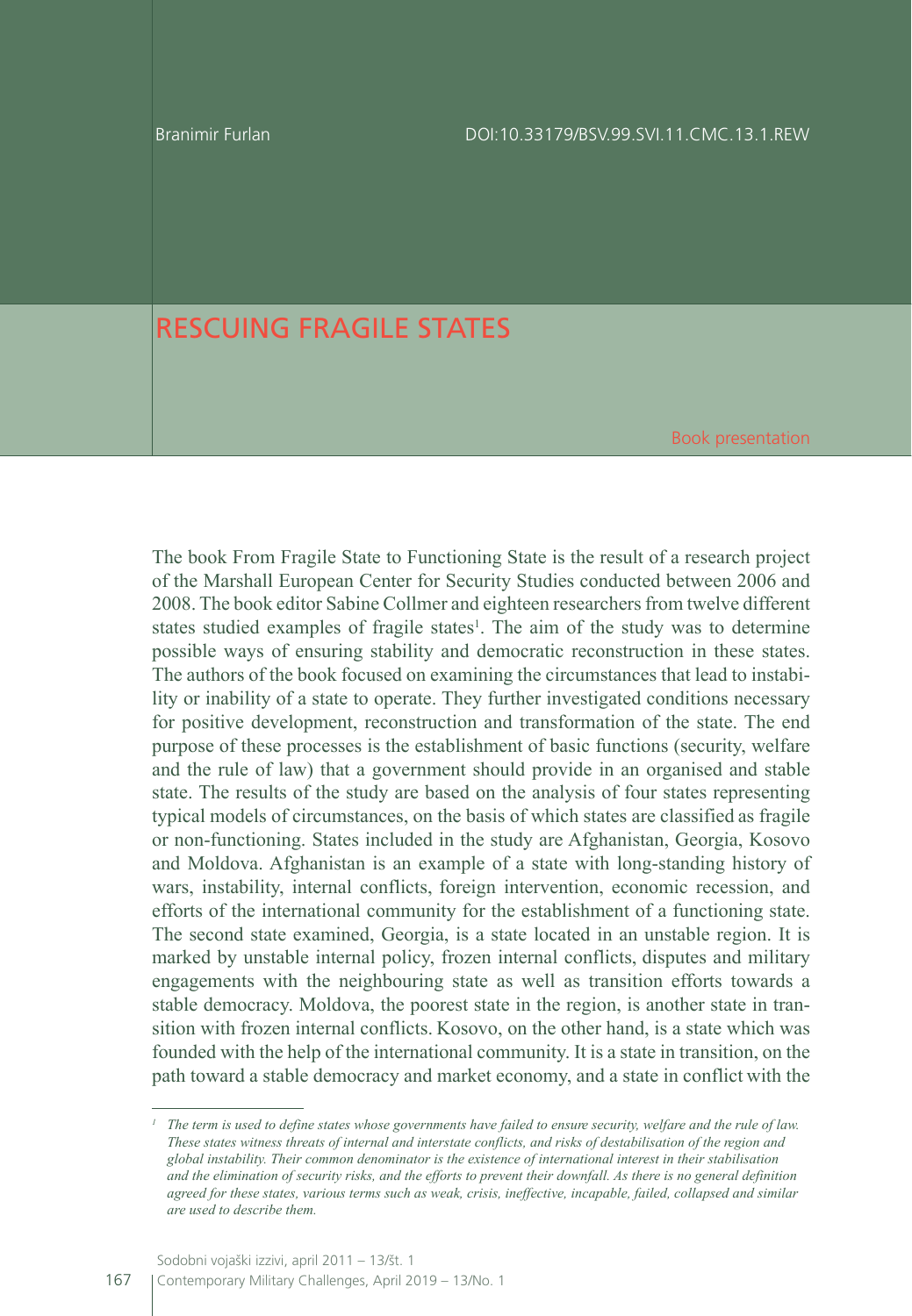Branimir Furlan

DOI:10.33179/BSV.99.SVI.11.CMC.13.1.REW

# RESCUING FRAGILE STATES

Book presentation

The book From Fragile State to Functioning State is the result of a research project of the Marshall European Center for Security Studies conducted between 2006 and 2008. The book editor Sabine Collmer and eighteen researchers from twelve different states studied examples of fragile states[1]. The aim of the study was to determine possible ways of ensuring stability and democratic reconstruction in these states. The authors of the book focused on examining the circumstances that lead to instability or inability of a state to operate. They further investigated conditions necessary for positive development, reconstruction and transformation of the state. The end purpose of these processes is the establishment of basic functions (security, welfare and the rule of law) that a government should provide in an organised and stable state. The results of the study are based on the analysis of four states representing typical models of circumstances, on the basis of which states are classified as fragile or non-functioning. States included in the study are Afghanistan, Georgia, Kosovo and Moldova. Afghanistan is an example of a state with long-standing history of wars, instability, internal conflicts, foreign intervention, economic recession, and efforts of the international community for the establishment of a functioning state. The second state examined, Georgia, is a state located in an unstable region. It is marked by unstable internal policy, frozen internal conflicts, disputes and military engagements with the neighbouring state as well as transition efforts towards a stable democracy. Moldova, the poorest state in the region, is another state in transition with frozen internal conflicts. Kosovo, on the other hand, is a state which was founded with the help of the international community. It is a state in transition, on the path toward a stable democracy and market economy, and a state in conflict with the

---

[1] *The term is used to define states whose governments have failed to ensure security, welfare and the rule of law. These states witness threats of internal and interstate conflicts, and risks of destabilisation of the region and global instability. Their common denominator is the existence of international interest in their stabilisation and the elimination of security risks, and the efforts to prevent their downfall. As there is no general definition agreed for these states, various terms such as weak, crisis, ineffective, incapable, failed, collapsed and similar are used to describe them.*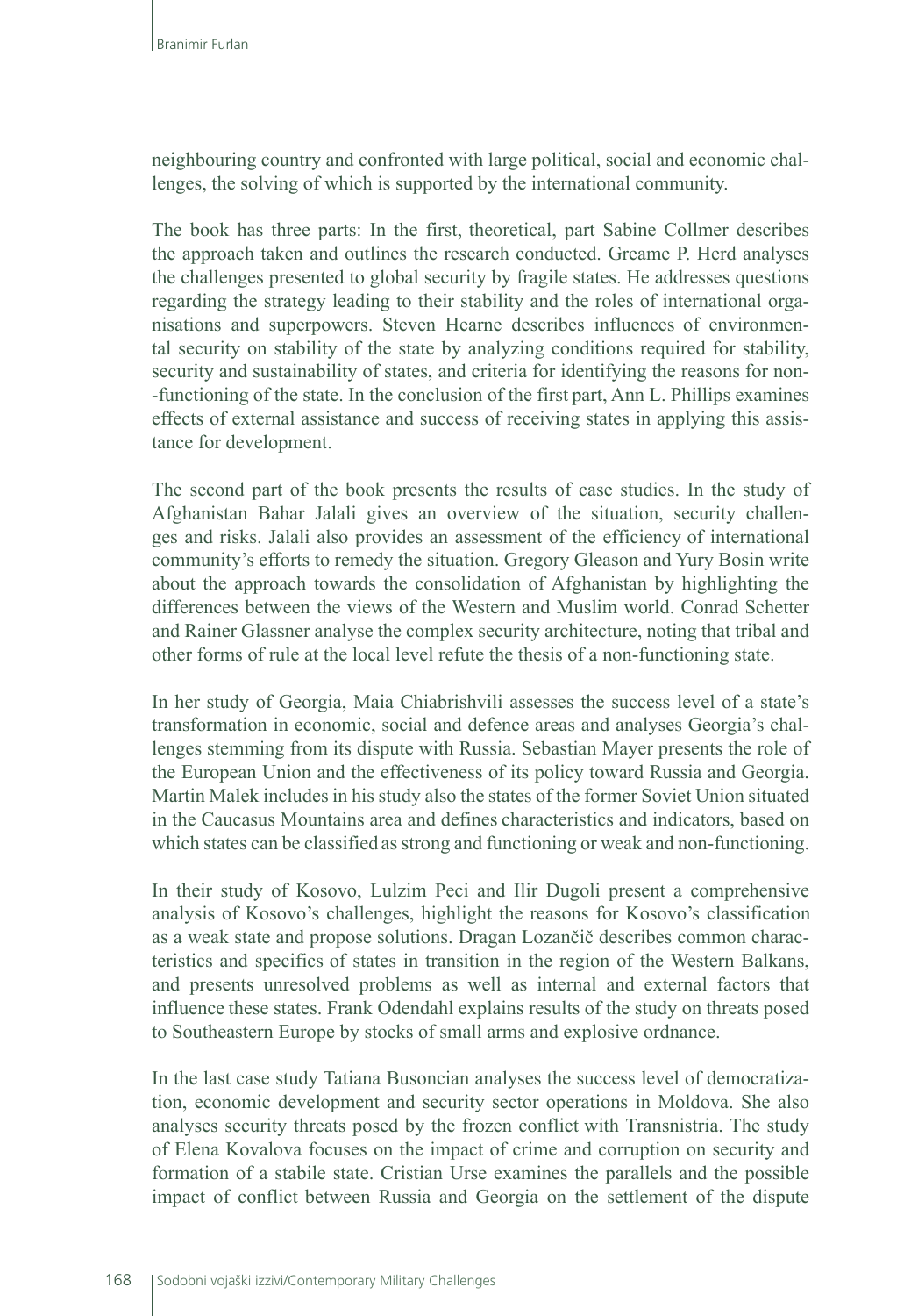neighbouring country and confronted with large political, social and economic challenges, the solving of which is supported by the international community.

The book has three parts: In the first, theoretical, part Sabine Collmer describes the approach taken and outlines the research conducted. Greame P. Herd analyses the challenges presented to global security by fragile states. He addresses questions regarding the strategy leading to their stability and the roles of international organisations and superpowers. Steven Hearne describes influences of environmental security on stability of the state by analyzing conditions required for stability, security and sustainability of states, and criteria for identifying the reasons for non-functioning of the state. In the conclusion of the first part, Ann L. Phillips examines effects of external assistance and success of receiving states in applying this assistance for development.

The second part of the book presents the results of case studies. In the study of Afghanistan Bahar Jalali gives an overview of the situation, security challenges and risks. Jalali also provides an assessment of the efficiency of international community's efforts to remedy the situation. Gregory Gleason and Yury Bosin write about the approach towards the consolidation of Afghanistan by highlighting the differences between the views of the Western and Muslim world. Conrad Schetter and Rainer Glassner analyse the complex security architecture, noting that tribal and other forms of rule at the local level refute the thesis of a non-functioning state.

In her study of Georgia, Maia Chiabrishvili assesses the success level of a state's transformation in economic, social and defence areas and analyses Georgia's challenges stemming from its dispute with Russia. Sebastian Mayer presents the role of the European Union and the effectiveness of its policy toward Russia and Georgia. Martin Malek includes in his study also the states of the former Soviet Union situated in the Caucasus Mountains area and defines characteristics and indicators, based on which states can be classified as strong and functioning or weak and non-functioning.

In their study of Kosovo, Lulzim Peci and Ilir Dugoli present a comprehensive analysis of Kosovo's challenges, highlight the reasons for Kosovo's classification as a weak state and propose solutions. Dragan Lozančič describes common characteristics and specifics of states in transition in the region of the Western Balkans, and presents unresolved problems as well as internal and external factors that influence these states. Frank Odendahl explains results of the study on threats posed to Southeastern Europe by stocks of small arms and explosive ordnance.

In the last case study Tatiana Busoncian analyses the success level of democratization, economic development and security sector operations in Moldova. She also analyses security threats posed by the frozen conflict with Transnistria. The study of Elena Kovalova focuses on the impact of crime and corruption on security and formation of a stabile state. Cristian Urse examines the parallels and the possible impact of conflict between Russia and Georgia on the settlement of the dispute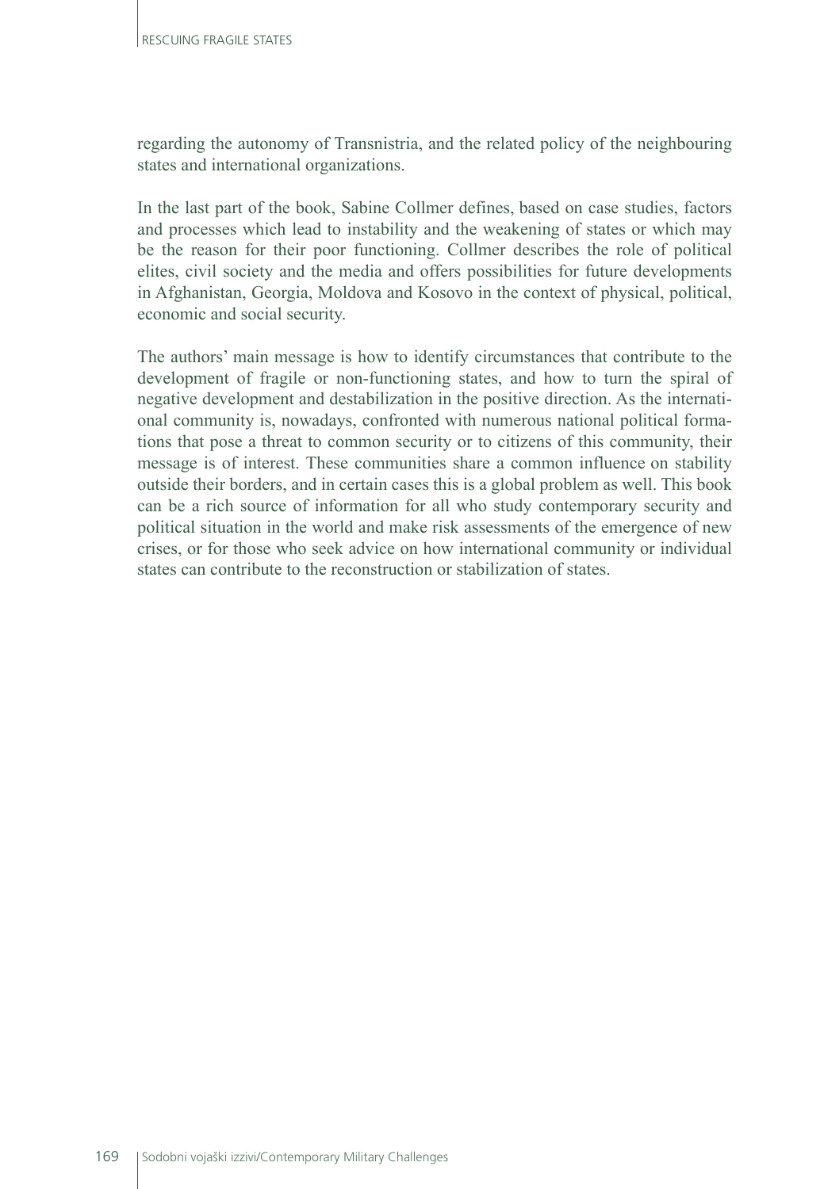regarding the autonomy of Transnistria, and the related policy of the neighbouring states and international organizations.

In the last part of the book, Sabine Collmer defines, based on case studies, factors and processes which lead to instability and the weakening of states or which may be the reason for their poor functioning. Collmer describes the role of political elites, civil society and the media and offers possibilities for future developments in Afghanistan, Georgia, Moldova and Kosovo in the context of physical, political, economic and social security.

The authors' main message is how to identify circumstances that contribute to the development of fragile or non-functioning states, and how to turn the spiral of negative development and destabilization in the positive direction. As the international community is, nowadays, confronted with numerous national political formations that pose a threat to common security or to citizens of this community, their message is of interest. These communities share a common influence on stability outside their borders, and in certain cases this is a global problem as well. This book can be a rich source of information for all who study contemporary security and political situation in the world and make risk assessments of the emergence of new crises, or for those who seek advice on how international community or individual states can contribute to the reconstruction or stabilization of states.